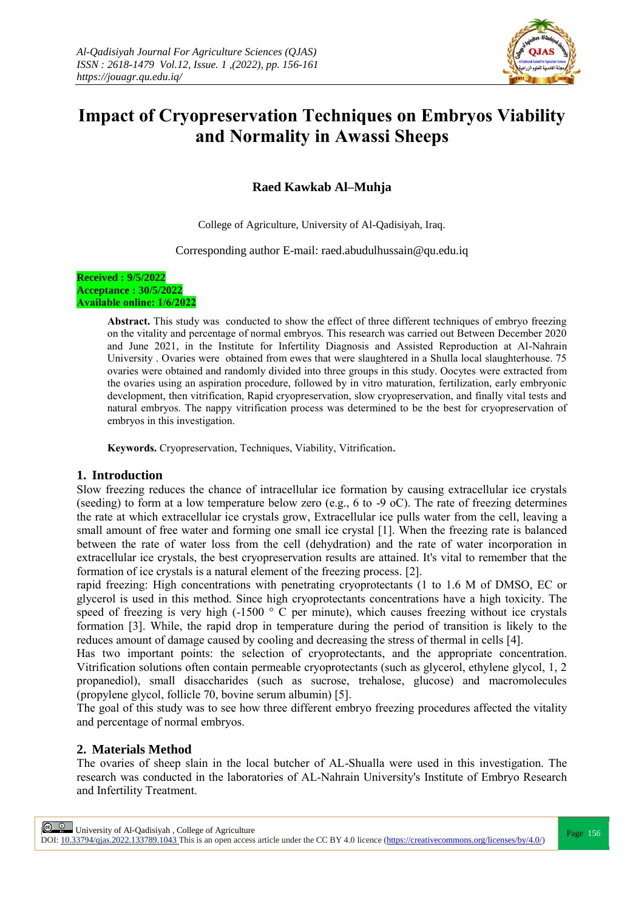# Impact of Cryopreservation Techniques on Embryos Viability and Normality in Awassi Sheeps

**Raed Kawkab Al–Muhja**

College of Agriculture, University of Al-Qadisiyah, Iraq.

Corresponding author E-mail: raed.abudulhussain@qu.edu.iq

**Received : 9/5/2022**
**Acceptance : 30/5/2022**
**Available online: 1/6/2022**

**Abstract.** This study was conducted to show the effect of three different techniques of embryo freezing on the vitality and percentage of normal embryos. This research was carried out Between December 2020 and June 2021, in the Institute for Infertility Diagnosis and Assisted Reproduction at Al-Nahrain University . Ovaries were obtained from ewes that were slaughtered in a Shulla local slaughterhouse. 75 ovaries were obtained and randomly divided into three groups in this study. Oocytes were extracted from the ovaries using an aspiration procedure, followed by in vitro maturation, fertilization, early embryonic development, then vitrification, Rapid cryopreservation, slow cryopreservation, and finally vital tests and natural embryos. The nappy vitrification process was determined to be the best for cryopreservation of embryos in this investigation.

**Keywords.** Cryopreservation, Techniques, Viability, Vitrification.

## 1. Introduction

Slow freezing reduces the chance of intracellular ice formation by causing extracellular ice crystals (seeding) to form at a low temperature below zero (e.g., 6 to -9 oC). The rate of freezing determines the rate at which extracellular ice crystals grow, Extracellular ice pulls water from the cell, leaving a small amount of free water and forming one small ice crystal [1]. When the freezing rate is balanced between the rate of water loss from the cell (dehydration) and the rate of water incorporation in extracellular ice crystals, the best cryopreservation results are attained. It's vital to remember that the formation of ice crystals is a natural element of the freezing process. [2].

rapid freezing: High concentrations with penetrating cryoprotectants (1 to 1.6 M of DMSO, EC or glycerol is used in this method. Since high cryoprotectants concentrations have a high toxicity. The speed of freezing is very high (-1500 ° C per minute), which causes freezing without ice crystals formation [3]. While, the rapid drop in temperature during the period of transition is likely to the reduces amount of damage caused by cooling and decreasing the stress of thermal in cells [4].

Has two important points: the selection of cryoprotectants, and the appropriate concentration. Vitrification solutions often contain permeable cryoprotectants (such as glycerol, ethylene glycol, 1, 2 propanediol), small disaccharides (such as sucrose, trehalose, glucose) and macromolecules (propylene glycol, follicle 70, bovine serum albumin) [5].

The goal of this study was to see how three different embryo freezing procedures affected the vitality and percentage of normal embryos.

## 2. Materials Method

The ovaries of sheep slain in the local butcher of AL-Shualla were used in this investigation. The research was conducted in the laboratories of AL-Nahrain University's Institute of Embryo Research and Infertility Treatment.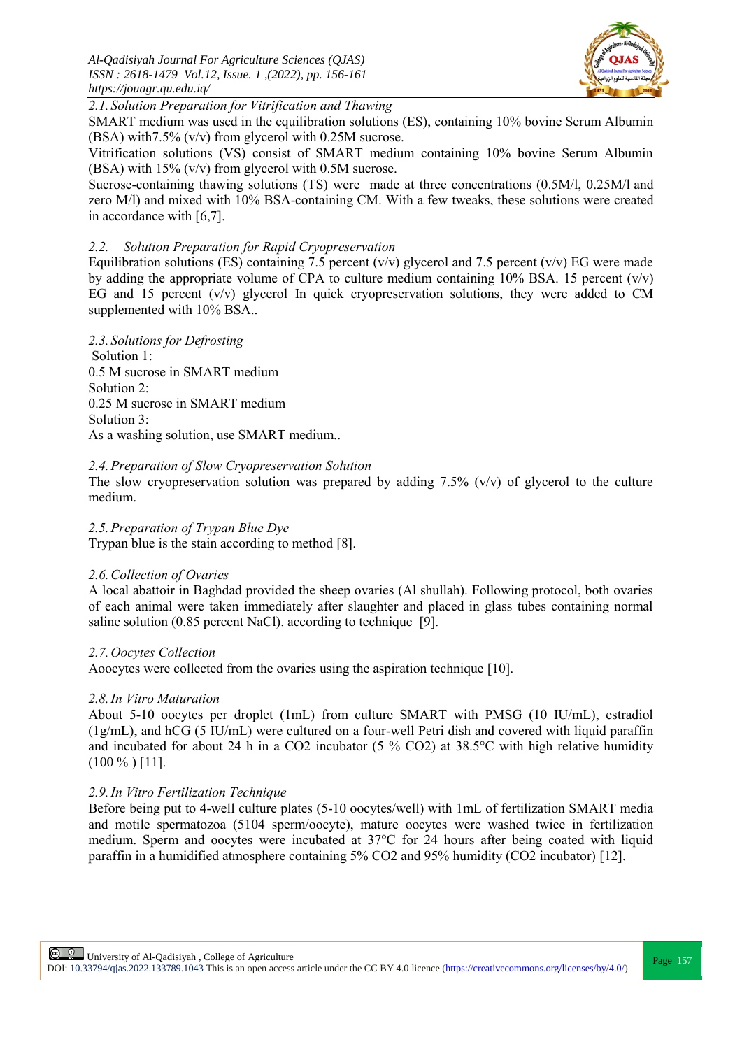### 2.1. Solution Preparation for Vitrification and Thawing

SMART medium was used in the equilibration solutions (ES), containing 10% bovine Serum Albumin (BSA) with7.5% (v/v) from glycerol with 0.25M sucrose.

Vitrification solutions (VS) consist of SMART medium containing 10% bovine Serum Albumin (BSA) with 15% (v/v) from glycerol with 0.5M sucrose.

Sucrose-containing thawing solutions (TS) were made at three concentrations (0.5M/l, 0.25M/l and zero M/l) and mixed with 10% BSA-containing CM. With a few tweaks, these solutions were created in accordance with [6,7].

### 2.2. Solution Preparation for Rapid Cryopreservation

Equilibration solutions (ES) containing 7.5 percent (v/v) glycerol and 7.5 percent (v/v) EG were made by adding the appropriate volume of CPA to culture medium containing 10% BSA. 15 percent (v/v) EG and 15 percent (v/v) glycerol In quick cryopreservation solutions, they were added to CM supplemented with 10% BSA..

### 2.3. Solutions for Defrosting

Solution 1:
0.5 M sucrose in SMART medium
Solution 2:
0.25 M sucrose in SMART medium
Solution 3:
As a washing solution, use SMART medium..

### 2.4. Preparation of Slow Cryopreservation Solution

The slow cryopreservation solution was prepared by adding 7.5% (v/v) of glycerol to the culture medium.

### 2.5. Preparation of Trypan Blue Dye

Trypan blue is the stain according to method [8].

### 2.6. Collection of Ovaries

A local abattoir in Baghdad provided the sheep ovaries (Al shullah). Following protocol, both ovaries of each animal were taken immediately after slaughter and placed in glass tubes containing normal saline solution (0.85 percent NaCl). according to technique [9].

### 2.7. Oocytes Collection

Aoocytes were collected from the ovaries using the aspiration technique [10].

### 2.8. In Vitro Maturation

About 5-10 oocytes per droplet (1mL) from culture SMART with PMSG (10 IU/mL), estradiol (1g/mL), and hCG (5 IU/mL) were cultured on a four-well Petri dish and covered with liquid paraffin and incubated for about 24 h in a $CO_2$ incubator (5 % $CO_2$) at 38.5°C with high relative humidity (100 % ) [11].

### 2.9. In Vitro Fertilization Technique

Before being put to 4-well culture plates (5-10 oocytes/well) with 1mL of fertilization SMART media and motile spermatozoa (5104 sperm/oocyte), mature oocytes were washed twice in fertilization medium. Sperm and oocytes were incubated at 37°C for 24 hours after being coated with liquid paraffin in a humidified atmosphere containing 5% $CO_2$ and 95% humidity ($CO_2$ incubator) [12].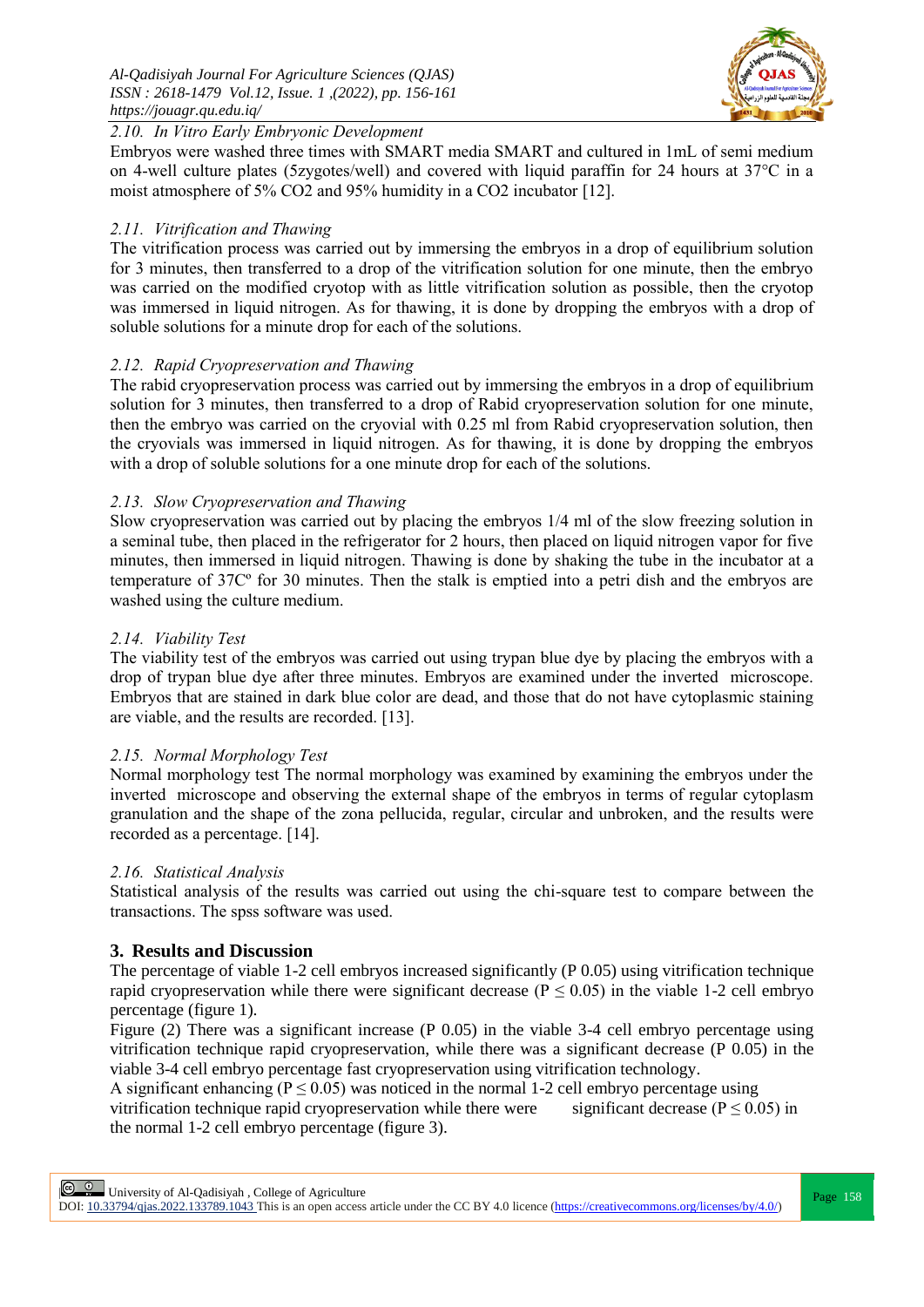### 2.10. In Vitro Early Embryonic Development

Embryos were washed three times with SMART media SMART and cultured in 1mL of semi medium on 4-well culture plates (5zygotes/well) and covered with liquid paraffin for 24 hours at 37°C in a moist atmosphere of 5% $CO_2$ and 95% humidity in a $CO_2$ incubator [12].

### 2.11. Vitrification and Thawing

The vitrification process was carried out by immersing the embryos in a drop of equilibrium solution for 3 minutes, then transferred to a drop of the vitrification solution for one minute, then the embryo was carried on the modified cryotop with as little vitrification solution as possible, then the cryotop was immersed in liquid nitrogen. As for thawing, it is done by dropping the embryos with a drop of soluble solutions for a minute drop for each of the solutions.

### 2.12. Rapid Cryopreservation and Thawing

The rabid cryopreservation process was carried out by immersing the embryos in a drop of equilibrium solution for 3 minutes, then transferred to a drop of Rabid cryopreservation solution for one minute, then the embryo was carried on the cryovial with 0.25 ml from Rabid cryopreservation solution, then the cryovials was immersed in liquid nitrogen. As for thawing, it is done by dropping the embryos with a drop of soluble solutions for a one minute drop for each of the solutions.

### 2.13. Slow Cryopreservation and Thawing

Slow cryopreservation was carried out by placing the embryos 1/4 ml of the slow freezing solution in a seminal tube, then placed in the refrigerator for 2 hours, then placed on liquid nitrogen vapor for five minutes, then immersed in liquid nitrogen. Thawing is done by shaking the tube in the incubator at a temperature of 37Cº for 30 minutes. Then the stalk is emptied into a petri dish and the embryos are washed using the culture medium.

### 2.14. Viability Test

The viability test of the embryos was carried out using trypan blue dye by placing the embryos with a drop of trypan blue dye after three minutes. Embryos are examined under the inverted microscope. Embryos that are stained in dark blue color are dead, and those that do not have cytoplasmic staining are viable, and the results are recorded. [13].

### 2.15. Normal Morphology Test

Normal morphology test The normal morphology was examined by examining the embryos under the inverted microscope and observing the external shape of the embryos in terms of regular cytoplasm granulation and the shape of the zona pellucida, regular, circular and unbroken, and the results were recorded as a percentage. [14].

### 2.16. Statistical Analysis

Statistical analysis of the results was carried out using the chi-square test to compare between the transactions. The spss software was used.

## 3. Results and Discussion

The percentage of viable 1-2 cell embryos increased significantly (P 0.05) using vitrification technique rapid cryopreservation while there were significant decrease ($P \leq 0.05$) in the viable 1-2 cell embryo percentage (figure 1).

Figure (2) There was a significant increase (P 0.05) in the viable 3-4 cell embryo percentage using vitrification technique rapid cryopreservation, while there was a significant decrease (P 0.05) in the viable 3-4 cell embryo percentage fast cryopreservation using vitrification technology.

A significant enhancing ($P \leq 0.05$) was noticed in the normal 1-2 cell embryo percentage using vitrification technique rapid cryopreservation while there were significant decrease ($P \leq 0.05$) in the normal 1-2 cell embryo percentage (figure 3).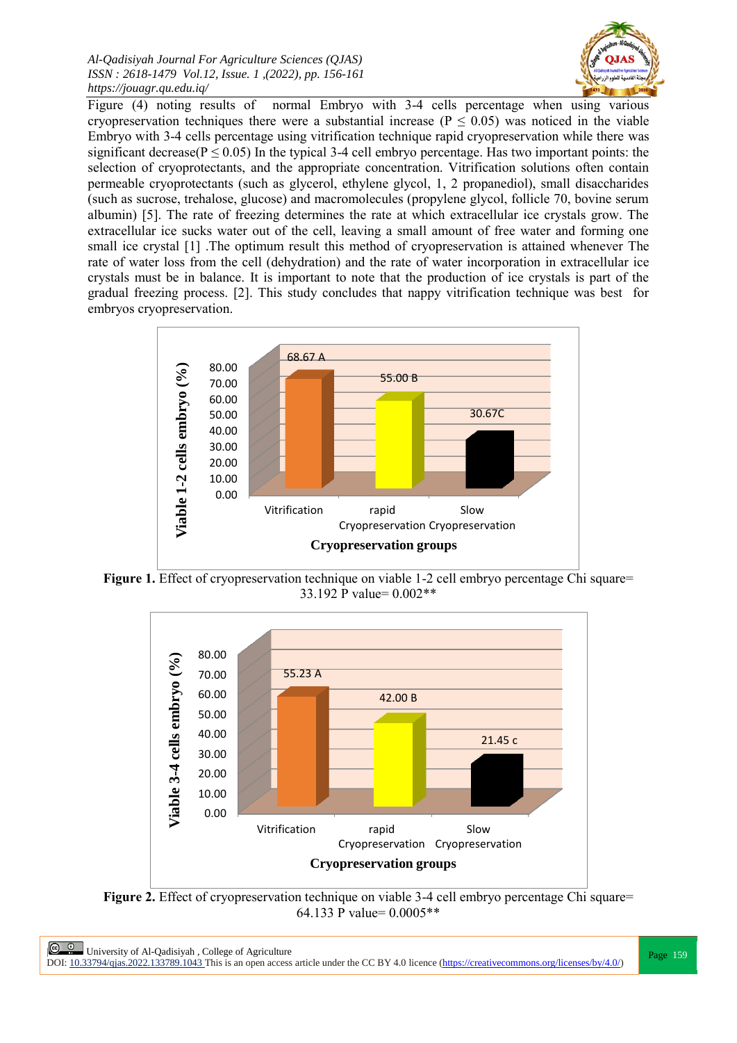Figure (4) noting results of normal Embryo with 3-4 cells percentage when using various cryopreservation techniques there were a substantial increase ($P \leq 0.05$) was noticed in the viable Embryo with 3-4 cells percentage using vitrification technique rapid cryopreservation while there was significant decrease($P \leq 0.05$) In the typical 3-4 cell embryo percentage. Has two important points: the selection of cryoprotectants, and the appropriate concentration. Vitrification solutions often contain permeable cryoprotectants (such as glycerol, ethylene glycol, 1, 2 propanediol), small disaccharides (such as sucrose, trehalose, glucose) and macromolecules (propylene glycol, follicle 70, bovine serum albumin) [5]. The rate of freezing determines the rate at which extracellular ice crystals grow. The extracellular ice sucks water out of the cell, leaving a small amount of free water and forming one small ice crystal [1] .The optimum result this method of cryopreservation is attained whenever The rate of water loss from the cell (dehydration) and the rate of water incorporation in extracellular ice crystals must be in balance. It is important to note that the production of ice crystals is part of the gradual freezing process. [2]. This study concludes that nappy vitrification technique was best for embryos cryopreservation.

| Cryopreservation groups | Viable 1-2 cells embryo (%) |
|---|---|
| Vitrification | 68.67 A |
| rapid Cryopreservation | 55.00 B |
| Slow Cryopreservation | 30.67C |

**Figure 1.** Effect of cryopreservation technique on viable 1-2 cell embryo percentage Chi square= 33.192 P value= 0.002**

| Cryopreservation groups | Viable 3-4 cells embryo (%) |
|---|---|
| Vitrification | 55.23 A |
| rapid Cryopreservation | 42.00 B |
| Slow Cryopreservation | 21.45 c |

**Figure 2.** Effect of cryopreservation technique on viable 3-4 cell embryo percentage Chi square= 64.133 P value= 0.0005**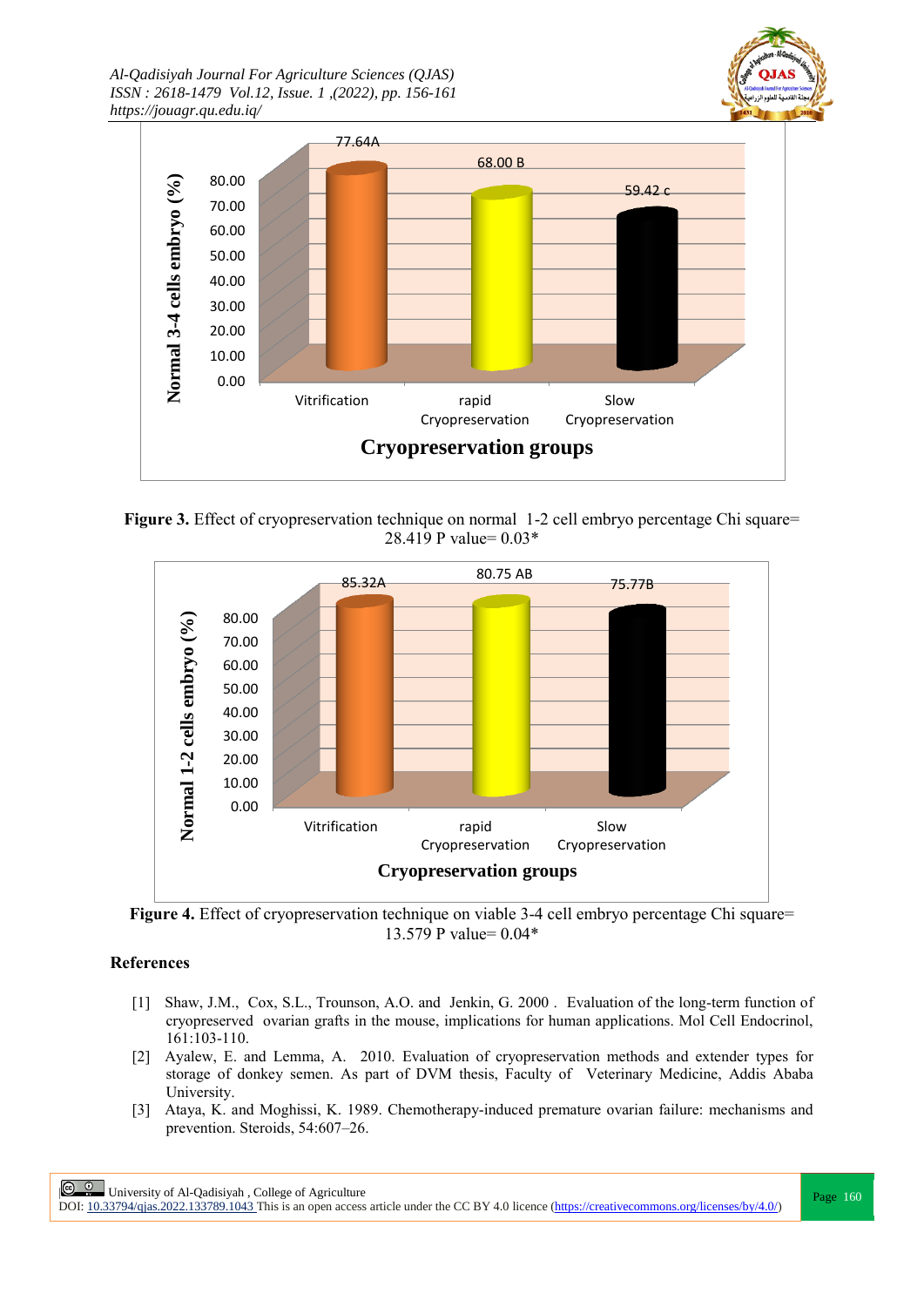**Figure 3.** Effect of cryopreservation technique on normal 1-2 cell embryo percentage Chi square= 28.419 P value= 0.03*

**Figure 4.** Effect of cryopreservation technique on viable 3-4 cell embryo percentage Chi square= 13.579 P value= 0.04*

## References

[1] Shaw, J.M., Cox, S.L., Trounson, A.O. and Jenkin, G. 2000 . Evaluation of the long-term function of cryopreserved ovarian grafts in the mouse, implications for human applications. Mol Cell Endocrinol, 161:103-110.

[2] Ayalew, E. and Lemma, A. 2010. Evaluation of cryopreservation methods and extender types for storage of donkey semen. As part of DVM thesis, Faculty of Veterinary Medicine, Addis Ababa University.

[3] Ataya, K. and Moghissi, K. 1989. Chemotherapy-induced premature ovarian failure: mechanisms and prevention. Steroids, 54:607–26.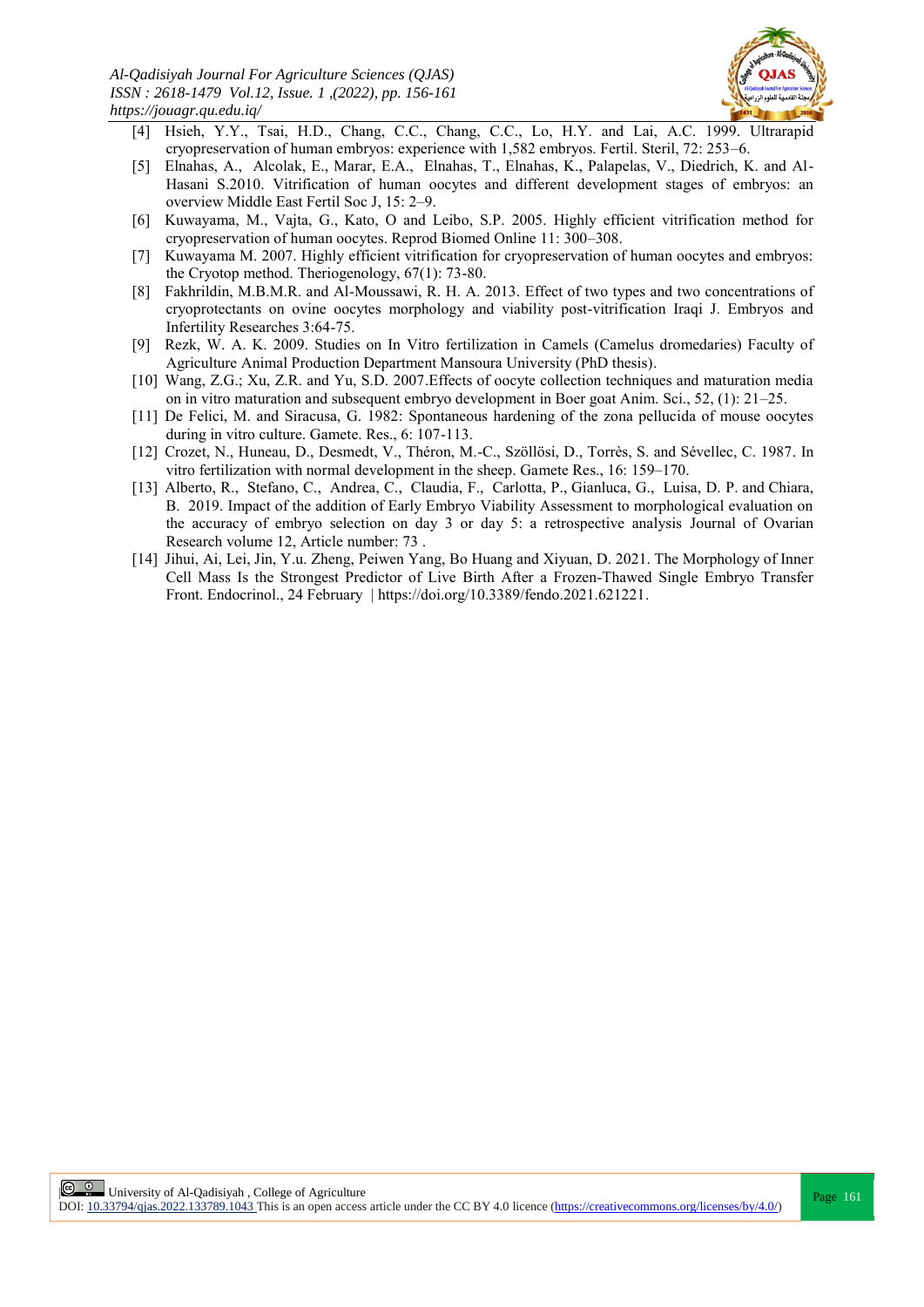[4] Hsieh, Y.Y., Tsai, H.D., Chang, C.C., Chang, C.C., Lo, H.Y. and Lai, A.C. 1999. Ultrarapid cryopreservation of human embryos: experience with 1,582 embryos. Fertil. Steril, 72: 253–6.

[5] Elnahas, A., Alcolak, E., Marar, E.A., Elnahas, T., Elnahas, K., Palapelas, V., Diedrich, K. and Al-Hasani S.2010. Vitrification of human oocytes and different development stages of embryos: an overview Middle East Fertil Soc J, 15: 2–9.

[6] Kuwayama, M., Vajta, G., Kato, O and Leibo, S.P. 2005. Highly efficient vitrification method for cryopreservation of human oocytes. Reprod Biomed Online 11: 300–308.

[7] Kuwayama M. 2007. Highly efficient vitrification for cryopreservation of human oocytes and embryos: the Cryotop method. Theriogenology, 67(1): 73-80.

[8] Fakhrildin, M.B.M.R. and Al-Moussawi, R. H. A. 2013. Effect of two types and two concentrations of cryoprotectants on ovine oocytes morphology and viability post-vitrification Iraqi J. Embryos and Infertility Researches 3:64-75.

[9] Rezk, W. A. K. 2009. Studies on In Vitro fertilization in Camels (Camelus dromedaries) Faculty of Agriculture Animal Production Department Mansoura University (PhD thesis).

[10] Wang, Z.G.; Xu, Z.R. and Yu, S.D. 2007.Effects of oocyte collection techniques and maturation media on in vitro maturation and subsequent embryo development in Boer goat Anim. Sci., 52, (1): 21–25.

[11] De Felici, M. and Siracusa, G. 1982: Spontaneous hardening of the zona pellucida of mouse oocytes during in vitro culture. Gamete. Res., 6: 107-113.

[12] Crozet, N., Huneau, D., Desmedt, V., Théron, M.-C., Szöllösi, D., Torrès, S. and Sévellec, C. 1987. In vitro fertilization with normal development in the sheep. Gamete Res., 16: 159–170.

[13] Alberto, R., Stefano, C., Andrea, C., Claudia, F., Carlotta, P., Gianluca, G., Luisa, D. P. and Chiara, B. 2019. Impact of the addition of Early Embryo Viability Assessment to morphological evaluation on the accuracy of embryo selection on day 3 or day 5: a retrospective analysis Journal of Ovarian Research volume 12, Article number: 73 .

[14] Jihui, Ai, Lei, Jin, Y.u. Zheng, Peiwen Yang, Bo Huang and Xiyuan, D. 2021. The Morphology of Inner Cell Mass Is the Strongest Predictor of Live Birth After a Frozen-Thawed Single Embryo Transfer Front. Endocrinol., 24 February | https://doi.org/10.3389/fendo.2021.621221.